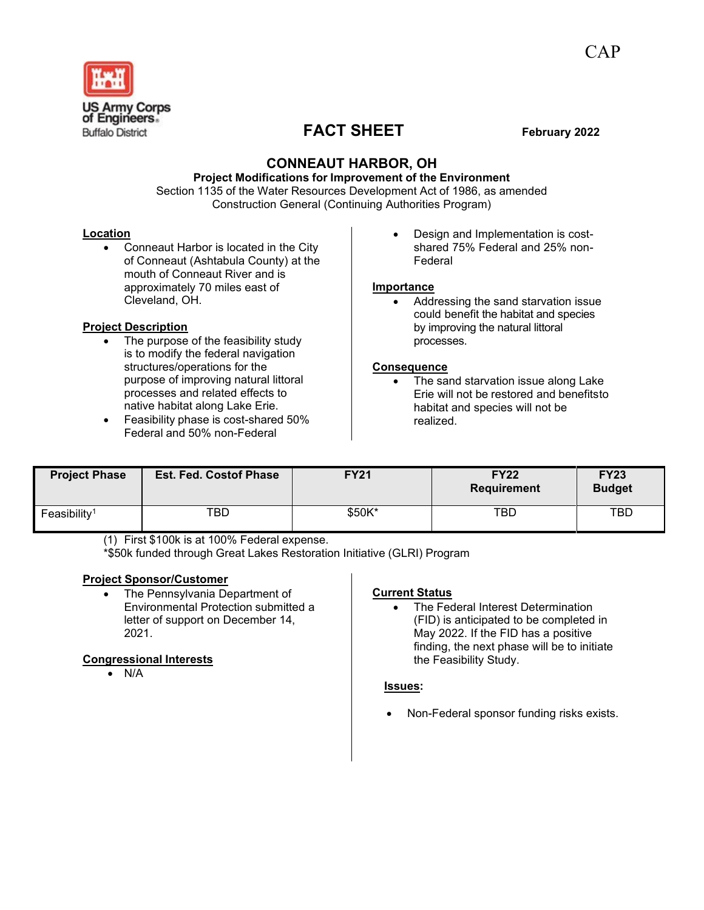CAP

US Army Corps of Engineers
Buffalo District

# FACT SHEET

**February 2022**

## CONNEAUT HARBOR, OH

**Project Modifications for Improvement of the Environment**

Section 1135 of the Water Resources Development Act of 1986, as amended

Construction General (Continuing Authorities Program)

### Location

- Conneaut Harbor is located in the City of Conneaut (Ashtabula County) at the mouth of Conneaut River and is approximately 70 miles east of Cleveland, OH.

### Project Description

- The purpose of the feasibility study is to modify the federal navigation structures/operations for the purpose of improving natural littoral processes and related effects to native habitat along Lake Erie.
- Feasibility phase is cost-shared 50% Federal and 50% non-Federal
- Design and Implementation is cost-shared 75% Federal and 25% non-Federal

### Importance

- Addressing the sand starvation issue could benefit the habitat and species by improving the natural littoral processes.

### Consequence

- The sand starvation issue along Lake Erie will not be restored and benefitsto habitat and species will not be realized.

| Project Phase | Est. Fed. Costof Phase | FY21 | FY22 Requirement | FY23 Budget |
|---|---|---|---|---|
| Feasibility[1] | TBD | $50K* | TBD | TBD |

(1) First $100k is at 100% Federal expense.

*$50k funded through Great Lakes Restoration Initiative (GLRI) Program

### Project Sponsor/Customer

- The Pennsylvania Department of Environmental Protection submitted a letter of support on December 14, 2021.

### Congressional Interests

- N/A

### Current Status

- The Federal Interest Determination (FID) is anticipated to be completed in May 2022. If the FID has a positive finding, the next phase will be to initiate the Feasibility Study.

### Issues:

- Non-Federal sponsor funding risks exists.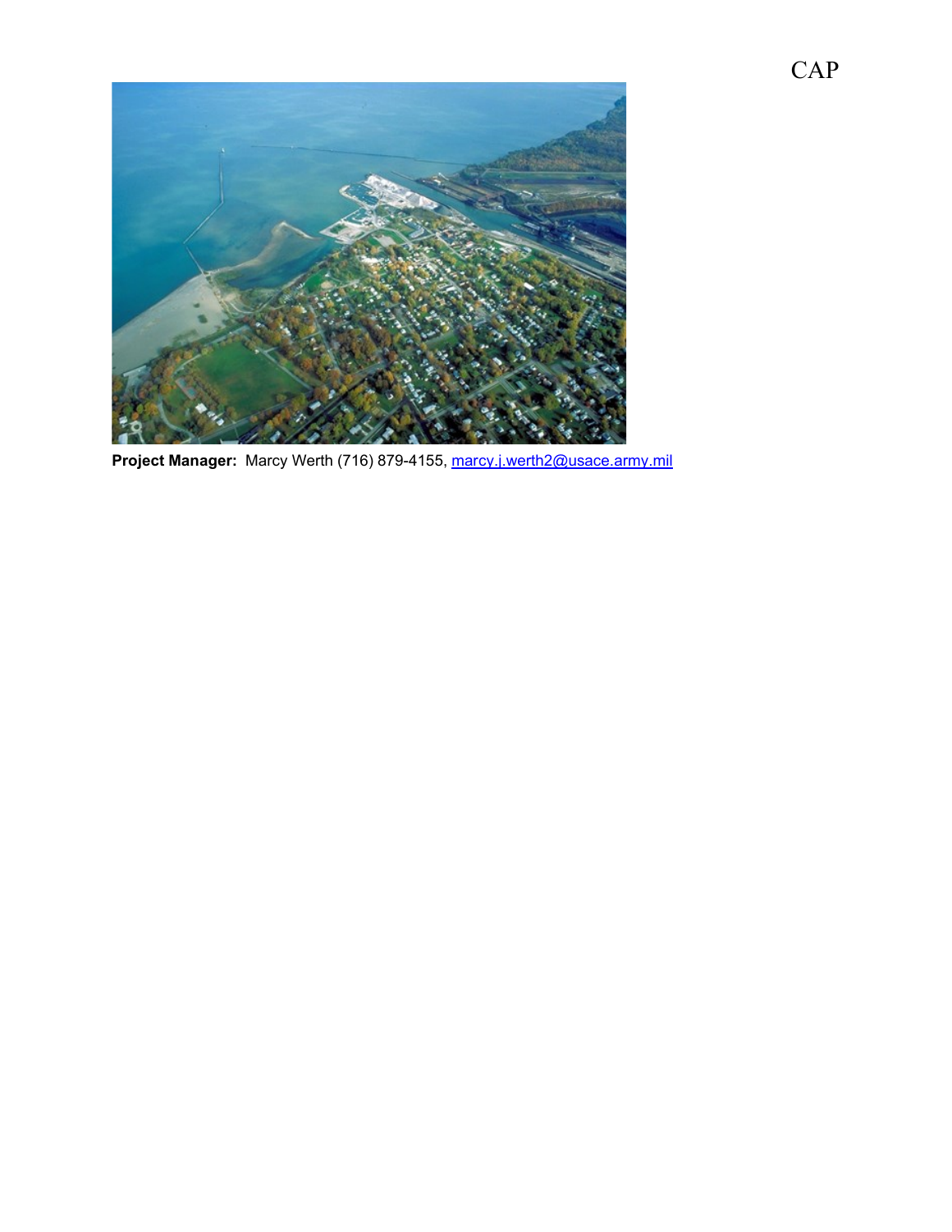**Project Manager:** Marcy Werth (716) 879-4155, marcy.j.werth2@usace.army.mil